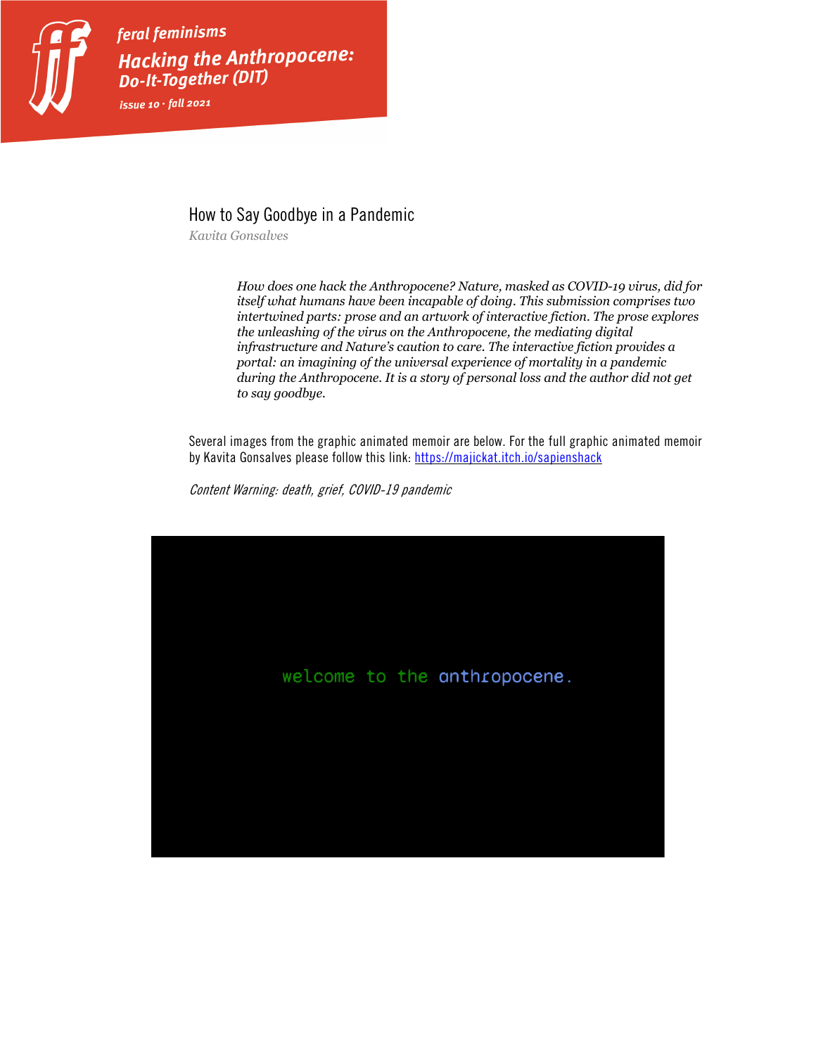# How to Say Goodbye in a Pandemic

*Kavita Gonsalves*

> *How does one hack the Anthropocene? Nature, masked as COVID-19 virus, did for itself what humans have been incapable of doing. This submission comprises two intertwined parts: prose and an artwork of interactive fiction. The prose explores the unleashing of the virus on the Anthropocene, the mediating digital infrastructure and Nature's caution to care. The interactive fiction provides a portal: an imagining of the universal experience of mortality in a pandemic during the Anthropocene. It is a story of personal loss and the author did not get to say goodbye.*

Several images from the graphic animated memoir are below. For the full graphic animated memoir by Kavita Gonsalves please follow this link: https://majickat.itch.io/sapienshack

*Content Warning: death, grief, COVID-19 pandemic*

welcome to the anthropocene.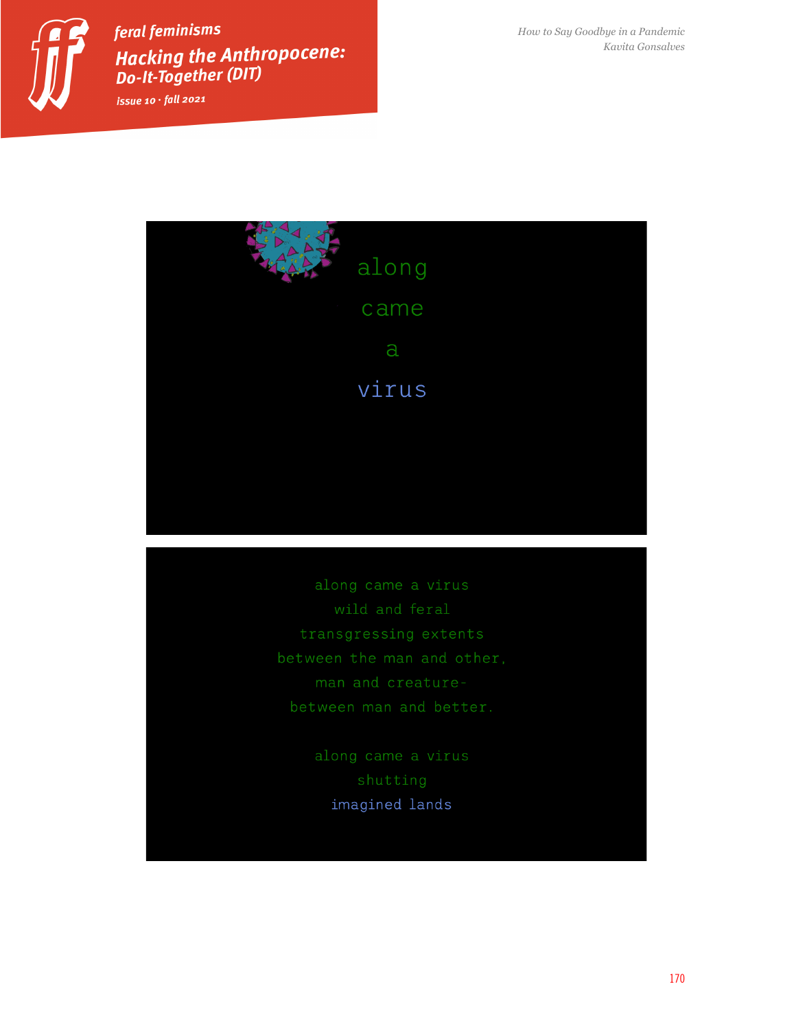along

came

a

virus

along came a virus
wild and feral
transgressing extents
between the man and other,
man and creature-
between man and better.

along came a virus
shutting
imagined lands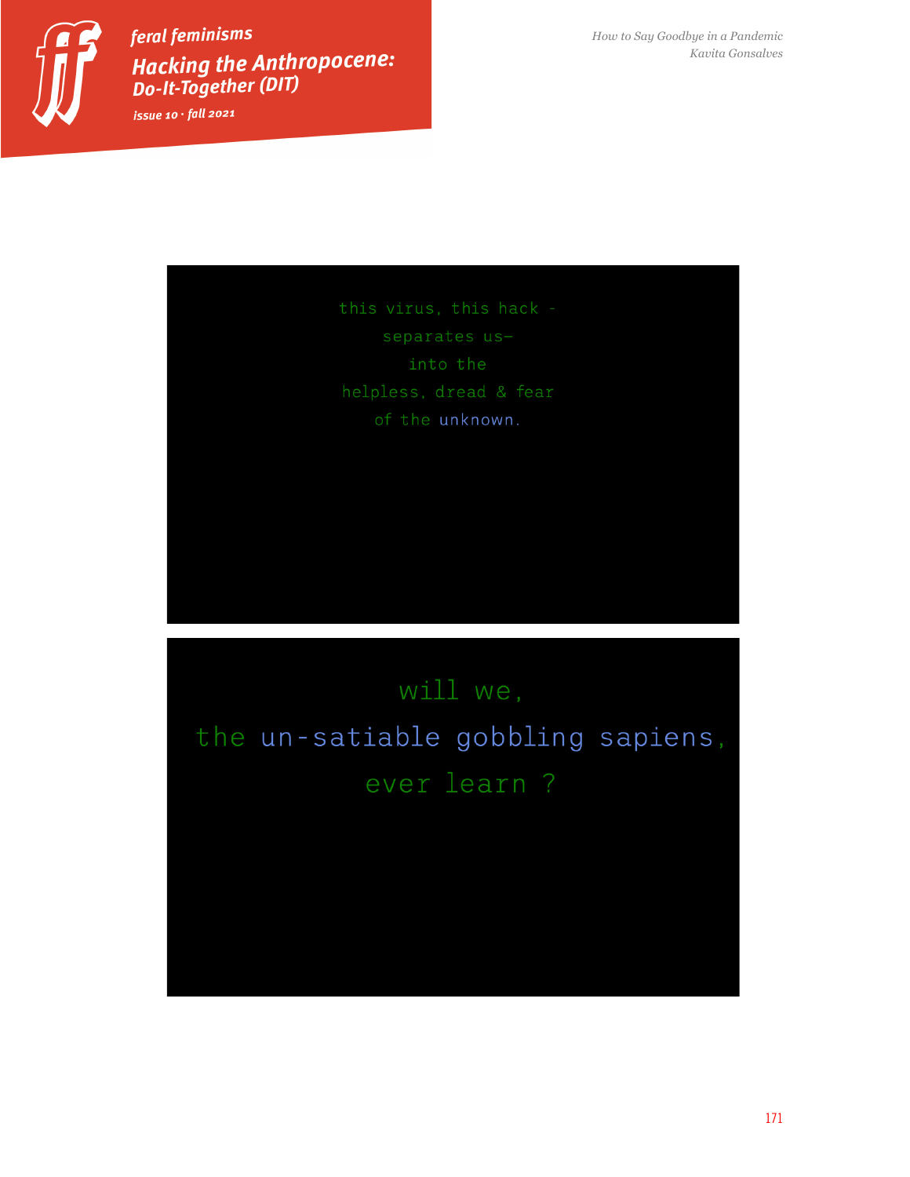this virus, this hack -

separates us–

into the

helpless, dread & fear

of the unknown.

will we,

the un-satiable gobbling sapiens,

ever learn ?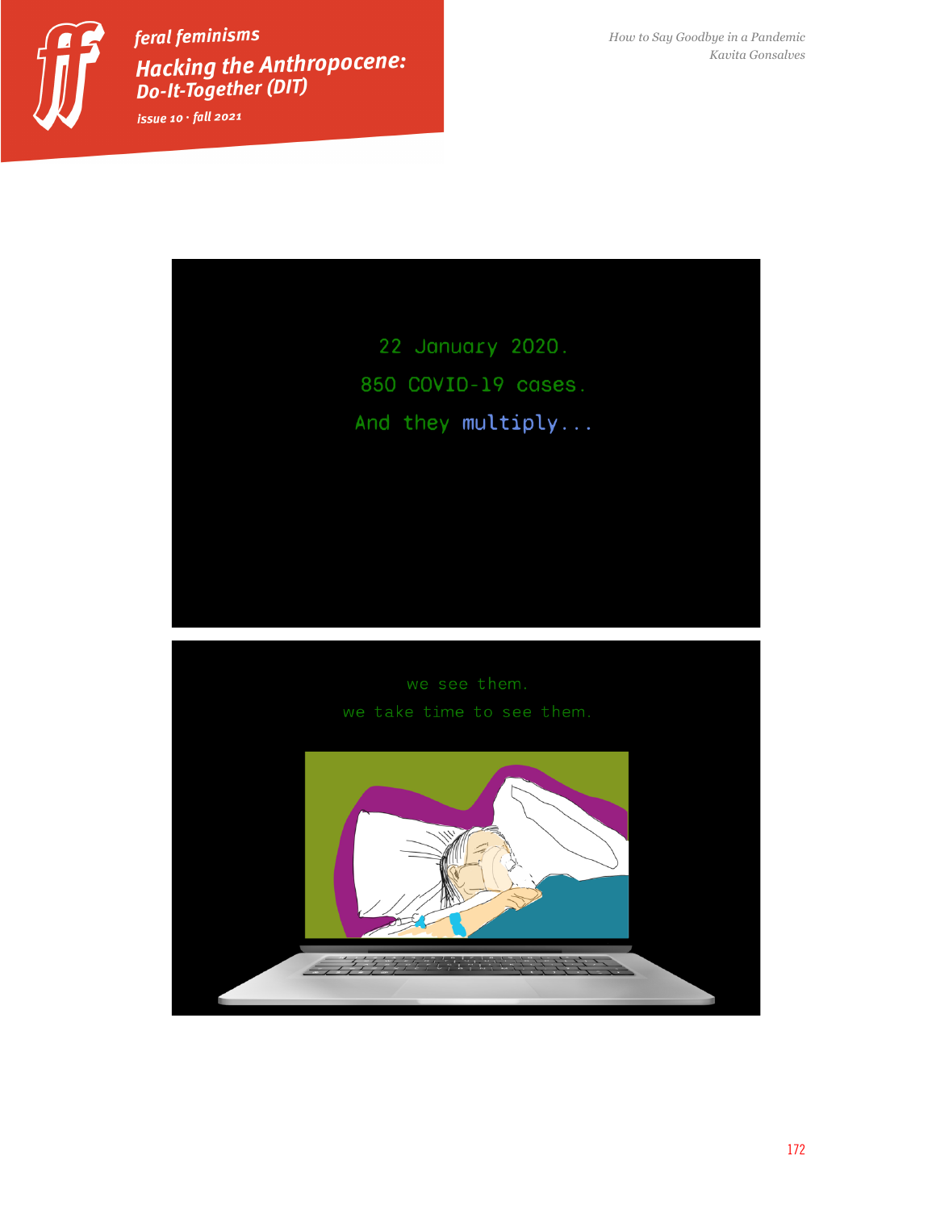22 January 2020.

850 COVID-19 cases.

And they multiply...

we see them.

we take time to see them.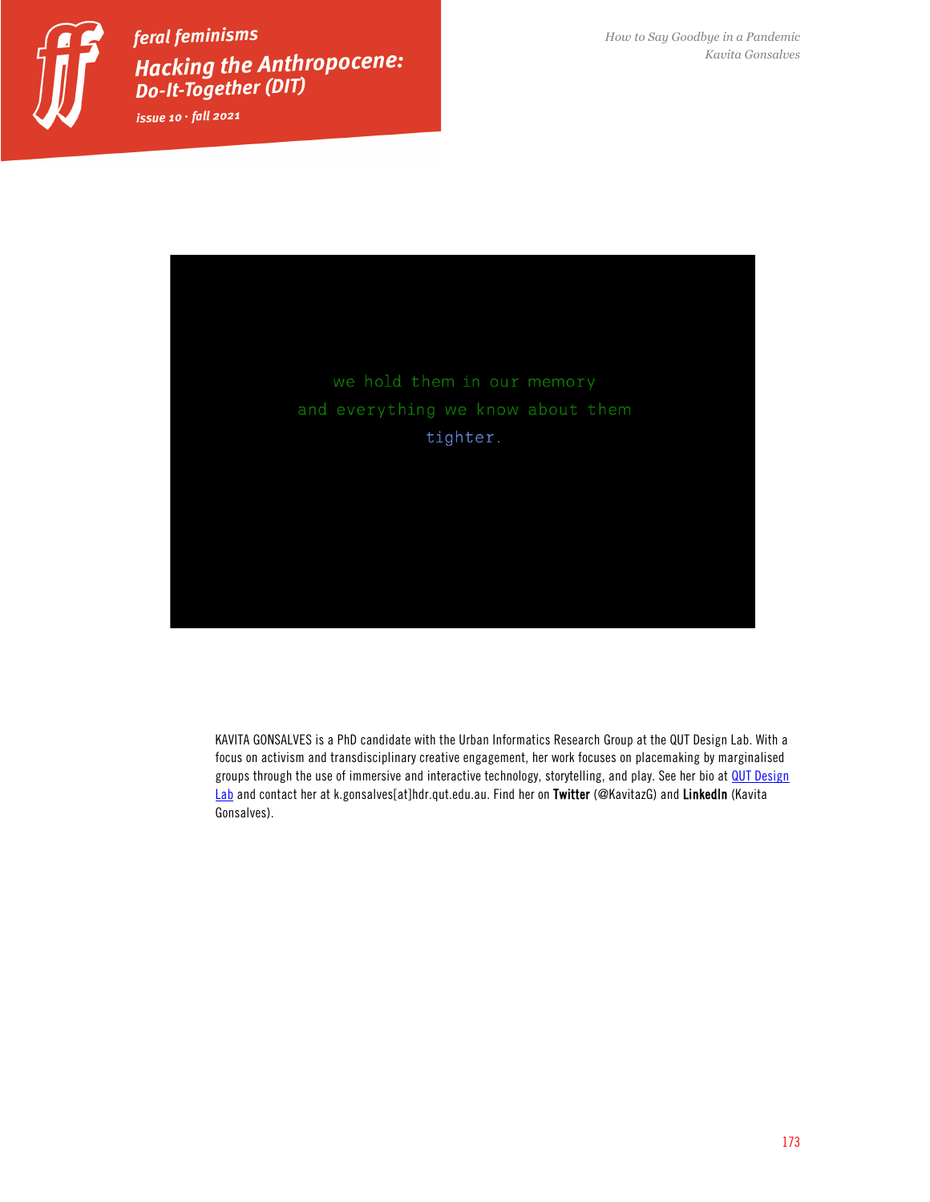we hold them in our memory
and everything we know about them
tighter.

KAVITA GONSALVES is a PhD candidate with the Urban Informatics Research Group at the QUT Design Lab. With a focus on activism and transdisciplinary creative engagement, her work focuses on placemaking by marginalised groups through the use of immersive and interactive technology, storytelling, and play. See her bio at QUT Design Lab and contact her at k.gonsalves[at]hdr.qut.edu.au. Find her on **Twitter** (@KavitazG) and **LinkedIn** (Kavita Gonsalves).